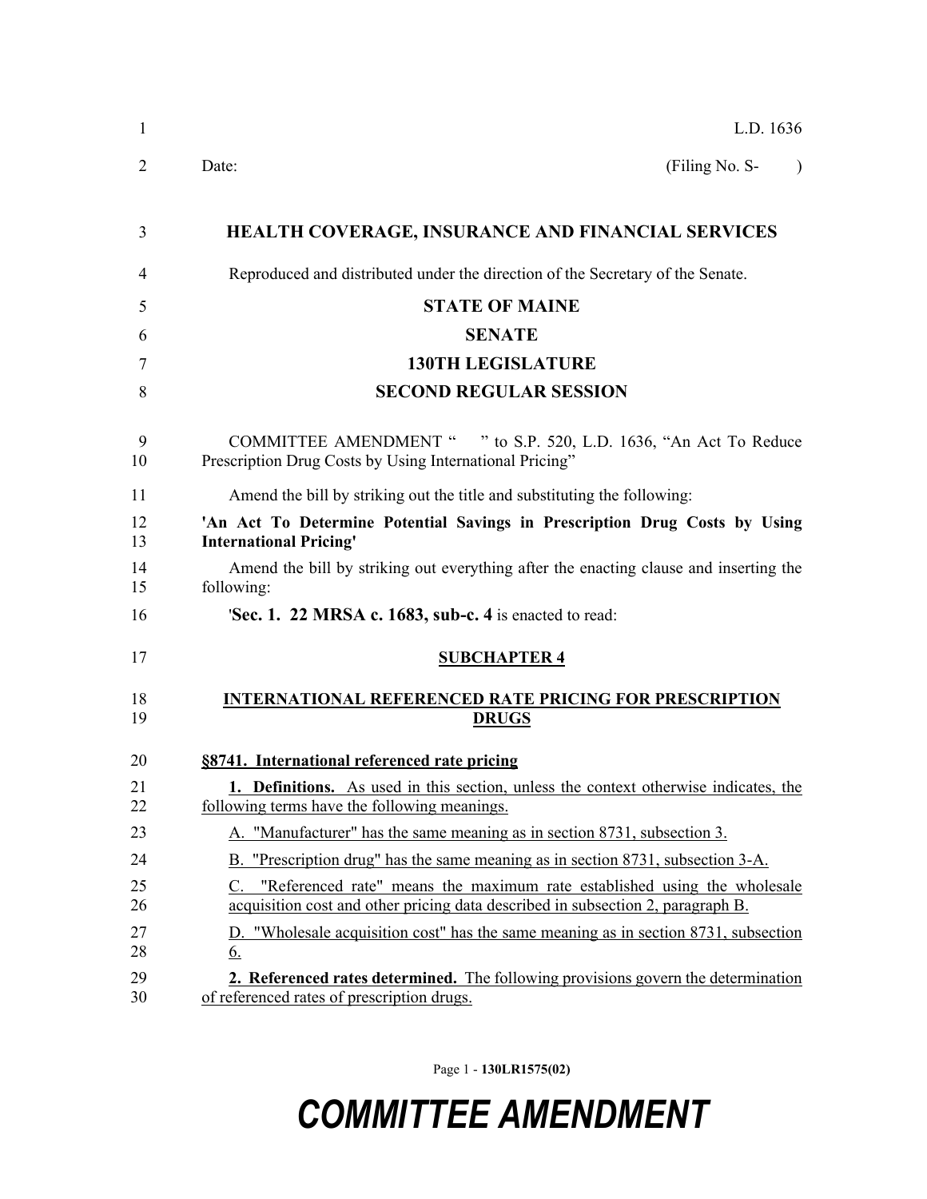L.D. 1636

Date: (Filing No. S- )

**HEALTH COVERAGE, INSURANCE AND FINANCIAL SERVICES**

Reproduced and distributed under the direction of the Secretary of the Senate.

**STATE OF MAINE**

**SENATE**

**130TH LEGISLATURE**

**SECOND REGULAR SESSION**

COMMITTEE AMENDMENT " " to S.P. 520, L.D. 1636, "An Act To Reduce Prescription Drug Costs by Using International Pricing"

Amend the bill by striking out the title and substituting the following:

**'An Act To Determine Potential Savings in Prescription Drug Costs by Using International Pricing'**

Amend the bill by striking out everything after the enacting clause and inserting the following:

'**Sec. 1. 22 MRSA c. 1683, sub-c. 4** is enacted to read:

**SUBCHAPTER 4**

**INTERNATIONAL REFERENCED RATE PRICING FOR PRESCRIPTION DRUGS**

**§8741. International referenced rate pricing**

**1. Definitions.** As used in this section, unless the context otherwise indicates, the following terms have the following meanings.

A. "Manufacturer" has the same meaning as in section 8731, subsection 3.

B. "Prescription drug" has the same meaning as in section 8731, subsection 3-A.

C. "Referenced rate" means the maximum rate established using the wholesale acquisition cost and other pricing data described in subsection 2, paragraph B.

D. "Wholesale acquisition cost" has the same meaning as in section 8731, subsection 6.

**2. Referenced rates determined.** The following provisions govern the determination of referenced rates of prescription drugs.

Page 1 - **130LR1575(02)**

***COMMITTEE AMENDMENT***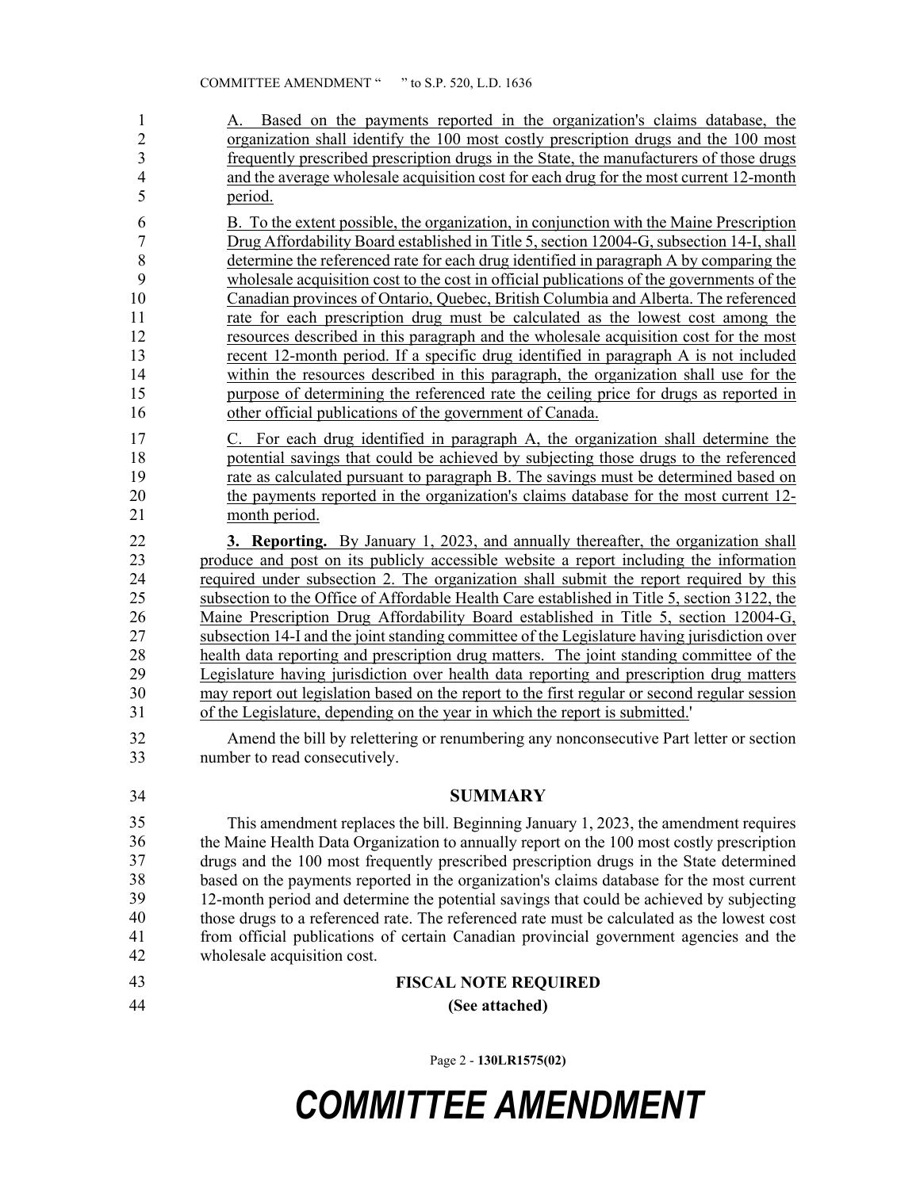A. Based on the payments reported in the organization's claims database, the organization shall identify the 100 most costly prescription drugs and the 100 most frequently prescribed prescription drugs in the State, the manufacturers of those drugs and the average wholesale acquisition cost for each drug for the most current 12-month period.

B. To the extent possible, the organization, in conjunction with the Maine Prescription Drug Affordability Board established in Title 5, section 12004-G, subsection 14-I, shall determine the referenced rate for each drug identified in paragraph A by comparing the wholesale acquisition cost to the cost in official publications of the governments of the Canadian provinces of Ontario, Quebec, British Columbia and Alberta. The referenced rate for each prescription drug must be calculated as the lowest cost among the resources described in this paragraph and the wholesale acquisition cost for the most recent 12-month period. If a specific drug identified in paragraph A is not included within the resources described in this paragraph, the organization shall use for the purpose of determining the referenced rate the ceiling price for drugs as reported in other official publications of the government of Canada.

C. For each drug identified in paragraph A, the organization shall determine the potential savings that could be achieved by subjecting those drugs to the referenced rate as calculated pursuant to paragraph B. The savings must be determined based on the payments reported in the organization's claims database for the most current 12-month period.

**3. Reporting.** By January 1, 2023, and annually thereafter, the organization shall produce and post on its publicly accessible website a report including the information required under subsection 2. The organization shall submit the report required by this subsection to the Office of Affordable Health Care established in Title 5, section 3122, the Maine Prescription Drug Affordability Board established in Title 5, section 12004-G, subsection 14-I and the joint standing committee of the Legislature having jurisdiction over health data reporting and prescription drug matters. The joint standing committee of the Legislature having jurisdiction over health data reporting and prescription drug matters may report out legislation based on the report to the first regular or second regular session of the Legislature, depending on the year in which the report is submitted.'

Amend the bill by relettering or renumbering any nonconsecutive Part letter or section number to read consecutively.

## SUMMARY

This amendment replaces the bill. Beginning January 1, 2023, the amendment requires the Maine Health Data Organization to annually report on the 100 most costly prescription drugs and the 100 most frequently prescribed prescription drugs in the State determined based on the payments reported in the organization's claims database for the most current 12-month period and determine the potential savings that could be achieved by subjecting those drugs to a referenced rate. The referenced rate must be calculated as the lowest cost from official publications of certain Canadian provincial government agencies and the wholesale acquisition cost.

**FISCAL NOTE REQUIRED**

**(See attached)**